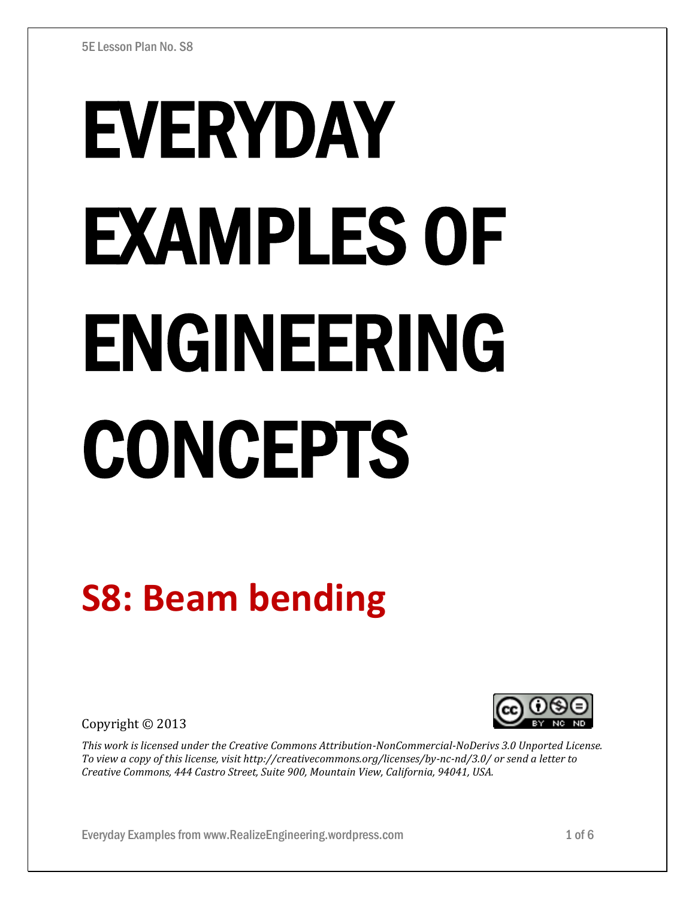5E Lesson Plan No. S8

# EVERYDAY EXAMPLES OF ENGINEERING CONCEPTS

## S8: Beam bending

Copyright © 2013

*This work is licensed under the Creative Commons Attribution-NonCommercial-NoDerivs 3.0 Unported License. To view a copy of this license, visit http://creativecommons.org/licenses/by-nc-nd/3.0/ or send a letter to Creative Commons, 444 Castro Street, Suite 900, Mountain View, California, 94041, USA.*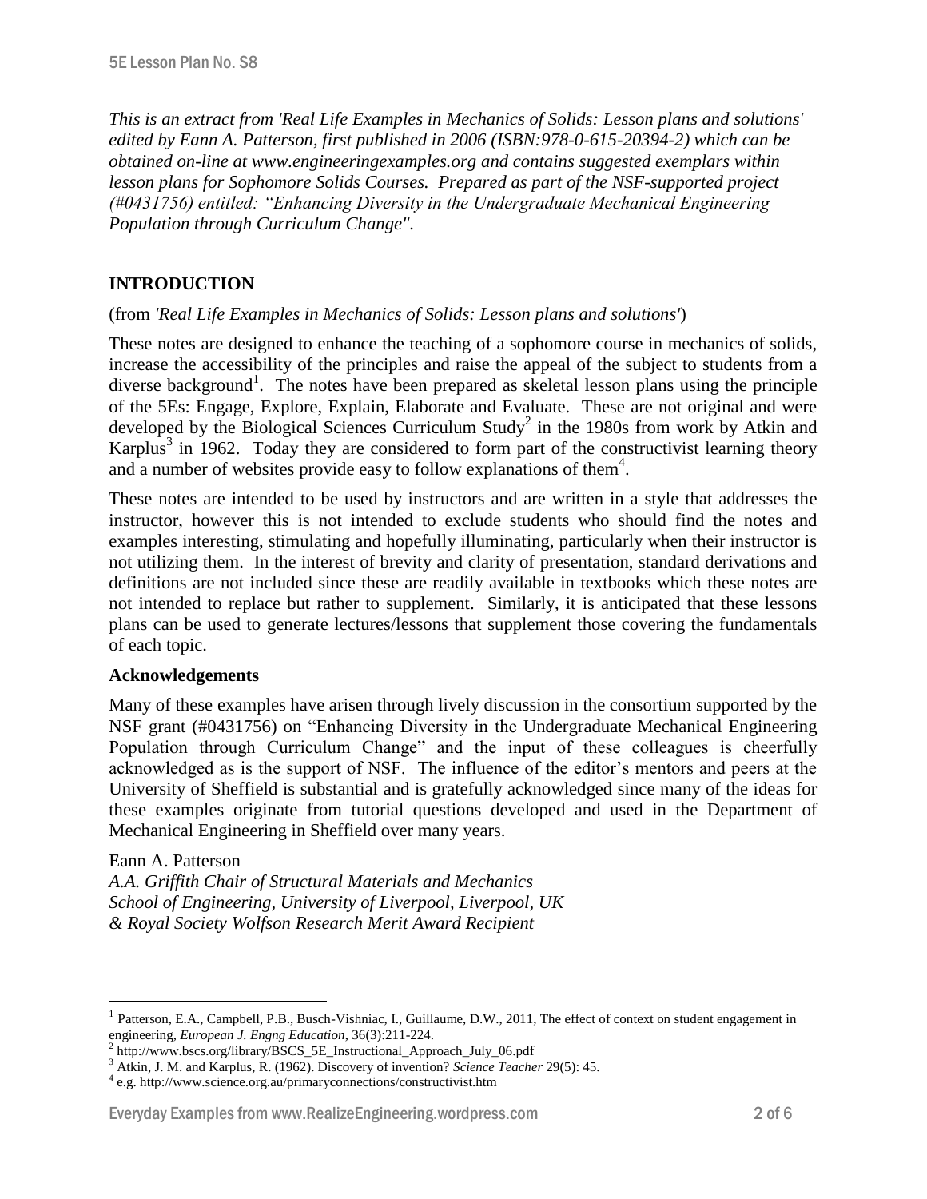*This is an extract from 'Real Life Examples in Mechanics of Solids: Lesson plans and solutions' edited by Eann A. Patterson, first published in 2006 (ISBN:978-0-615-20394-2) which can be obtained on-line at www.engineeringexamples.org and contains suggested exemplars within lesson plans for Sophomore Solids Courses. Prepared as part of the NSF-supported project (#0431756) entitled: "Enhancing Diversity in the Undergraduate Mechanical Engineering Population through Curriculum Change".*

## INTRODUCTION

(from *'Real Life Examples in Mechanics of Solids: Lesson plans and solutions'*)

These notes are designed to enhance the teaching of a sophomore course in mechanics of solids, increase the accessibility of the principles and raise the appeal of the subject to students from a diverse background[1]. The notes have been prepared as skeletal lesson plans using the principle of the 5Es: Engage, Explore, Explain, Elaborate and Evaluate. These are not original and were developed by the Biological Sciences Curriculum Study[2] in the 1980s from work by Atkin and Karplus[3] in 1962. Today they are considered to form part of the constructivist learning theory and a number of websites provide easy to follow explanations of them[4].

These notes are intended to be used by instructors and are written in a style that addresses the instructor, however this is not intended to exclude students who should find the notes and examples interesting, stimulating and hopefully illuminating, particularly when their instructor is not utilizing them. In the interest of brevity and clarity of presentation, standard derivations and definitions are not included since these are readily available in textbooks which these notes are not intended to replace but rather to supplement. Similarly, it is anticipated that these lessons plans can be used to generate lectures/lessons that supplement those covering the fundamentals of each topic.

### Acknowledgements

Many of these examples have arisen through lively discussion in the consortium supported by the NSF grant (#0431756) on "Enhancing Diversity in the Undergraduate Mechanical Engineering Population through Curriculum Change" and the input of these colleagues is cheerfully acknowledged as is the support of NSF. The influence of the editor's mentors and peers at the University of Sheffield is substantial and is gratefully acknowledged since many of the ideas for these examples originate from tutorial questions developed and used in the Department of Mechanical Engineering in Sheffield over many years.

Eann A. Patterson
*A.A. Griffith Chair of Structural Materials and Mechanics*
*School of Engineering, University of Liverpool, Liverpool, UK*
*& Royal Society Wolfson Research Merit Award Recipient*

---

[1] Patterson, E.A., Campbell, P.B., Busch-Vishniac, I., Guillaume, D.W., 2011, The effect of context on student engagement in engineering, *European J. Engng Education*, 36(3):211-224.

[2] http://www.bscs.org/library/BSCS_5E_Instructional_Approach_July_06.pdf

[3] Atkin, J. M. and Karplus, R. (1962). Discovery of invention? *Science Teacher* 29(5): 45.

[4] e.g. http://www.science.org.au/primaryconnections/constructivist.htm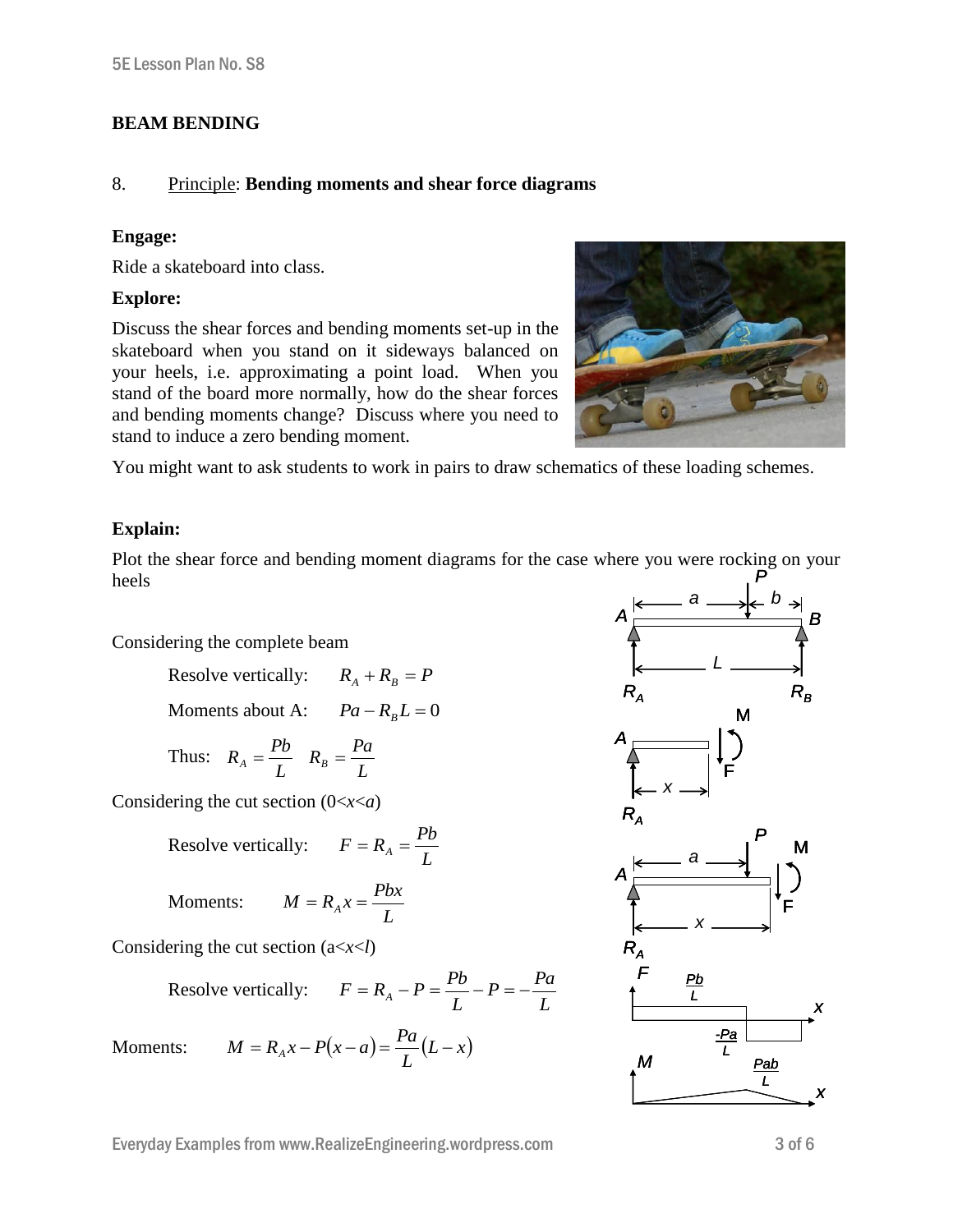**BEAM BENDING**

8. Principle: **Bending moments and shear force diagrams**

**Engage:**

Ride a skateboard into class.

**Explore:**

Discuss the shear forces and bending moments set-up in the skateboard when you stand on it sideways balanced on your heels, i.e. approximating a point load. When you stand of the board more normally, how do the shear forces and bending moments change? Discuss where you need to stand to induce a zero bending moment.

You might want to ask students to work in pairs to draw schematics of these loading schemes.

**Explain:**

Plot the shear force and bending moment diagrams for the case where you were rocking on your heels

Considering the complete beam

Resolve vertically: $R_A + R_B = P$

Moments about A: $Pa - R_B L = 0$

Thus: $R_A = \frac{Pb}{L} \quad R_B = \frac{Pa}{L}$

Considering the cut section ($0<x<a$)

Resolve vertically: $F = R_A = \frac{Pb}{L}$

Moments: $M = R_A x = \frac{Pbx}{L}$

Considering the cut section ($a<x<l$)

Resolve vertically: $F = R_A - P = \frac{Pb}{L} - P = -\frac{Pa}{L}$

Moments: $M = R_A x - P(x-a) = \frac{Pa}{L}(L-x)$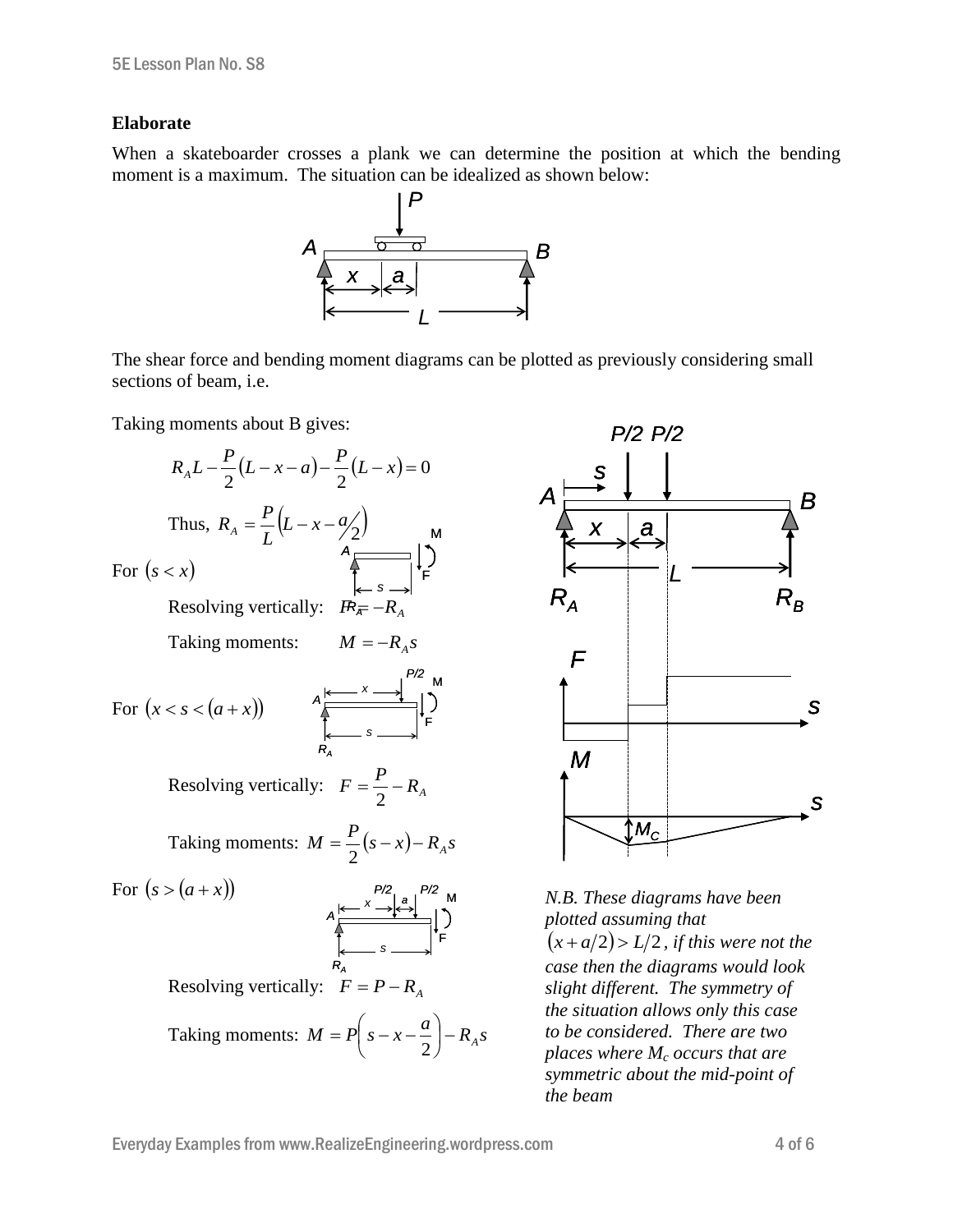## Elaborate

When a skateboarder crosses a plank we can determine the position at which the bending moment is a maximum. The situation can be idealized as shown below:

The shear force and bending moment diagrams can be plotted as previously considering small sections of beam, i.e.

Taking moments about B gives:

$$R_A L - \frac{P}{2}(L - x - a) - \frac{P}{2}(L - x) = 0$$

Thus, $R_A = \frac{P}{L}\left(L - x - a/2\right)$

For $(s < x)$

Resolving vertically: $F = -R_A$

Taking moments: $M = -R_A s$

For $(x < s < (a + x))$

Resolving vertically: $F = \frac{P}{2} - R_A$

Taking moments: $M = \frac{P}{2}(s - x) - R_A s$

For $(s > (a + x))$

Resolving vertically: $F = P - R_A$

Taking moments: $M = P\left(s - x - \frac{a}{2}\right) - R_A s$

*N.B. These diagrams have been plotted assuming that $(x + a/2) > L/2$, if this were not the case then the diagrams would look slight different. The symmetry of the situation allows only this case to be considered. There are two places where $M_c$ occurs that are symmetric about the mid-point of the beam*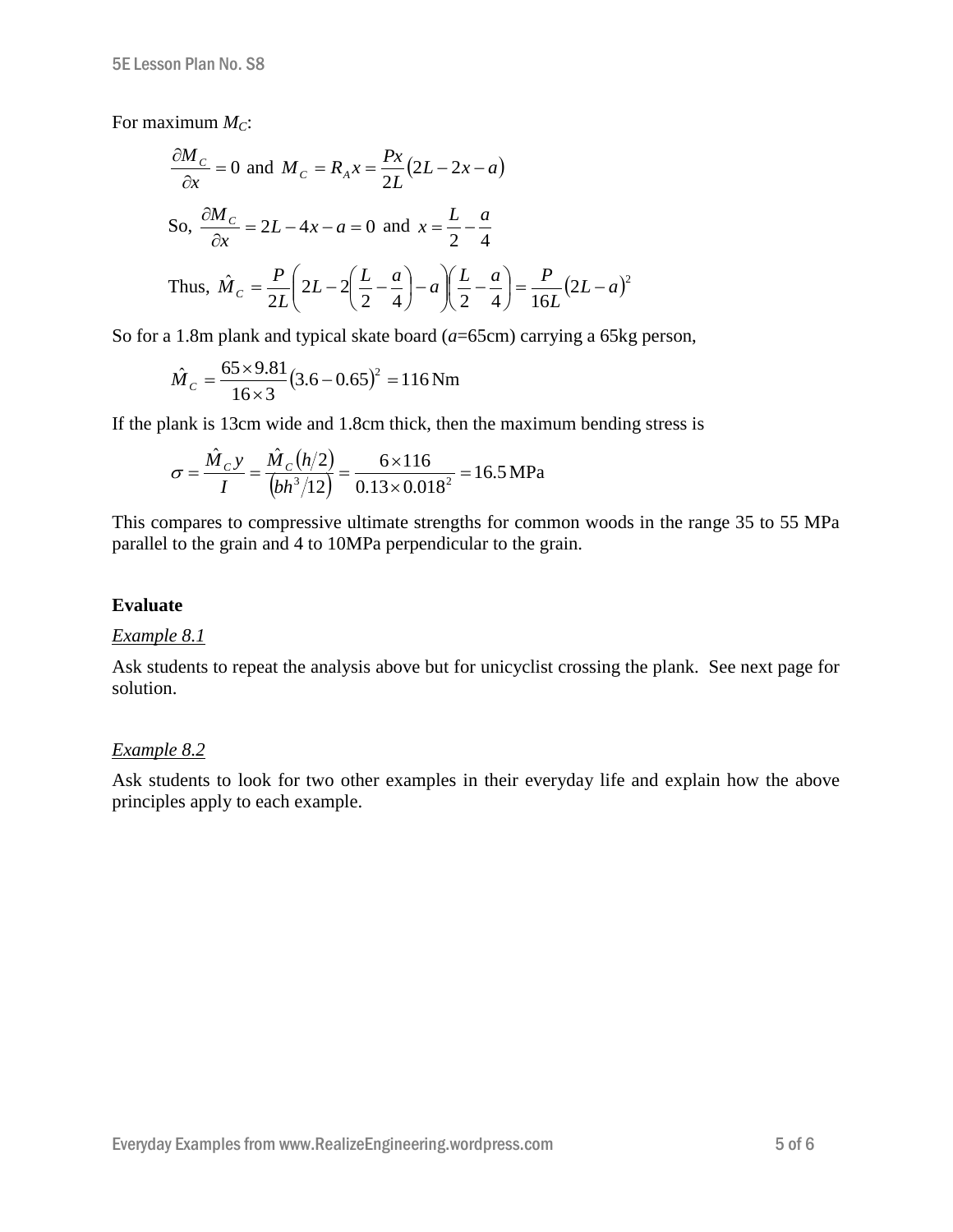For maximum $M_C$:

$$\frac{\partial M_C}{\partial x} = 0 \text{ and } M_C = R_A x = \frac{Px}{2L}(2L - 2x - a)$$

$$\text{So, } \frac{\partial M_C}{\partial x} = 2L - 4x - a = 0 \text{ and } x = \frac{L}{2} - \frac{a}{4}$$

$$\text{Thus, } \hat{M}_C = \frac{P}{2L}\left(2L - 2\left(\frac{L}{2} - \frac{a}{4}\right) - a\right)\left(\frac{L}{2} - \frac{a}{4}\right) = \frac{P}{16L}(2L - a)^2$$

So for a 1.8m plank and typical skate board ($a$=65cm) carrying a 65kg person,

$$\hat{M}_C = \frac{65 \times 9.81}{16 \times 3}(3.6 - 0.65)^2 = 116\,\text{Nm}$$

If the plank is 13cm wide and 1.8cm thick, then the maximum bending stress is

$$\sigma = \frac{\hat{M}_C y}{I} = \frac{\hat{M}_C (h/2)}{(bh^3/12)} = \frac{6 \times 116}{0.13 \times 0.018^2} = 16.5\,\text{MPa}$$

This compares to compressive ultimate strengths for common woods in the range 35 to 55 MPa parallel to the grain and 4 to 10MPa perpendicular to the grain.

**Evaluate**

*Example 8.1*

Ask students to repeat the analysis above but for unicyclist crossing the plank. See next page for solution.

*Example 8.2*

Ask students to look for two other examples in their everyday life and explain how the above principles apply to each example.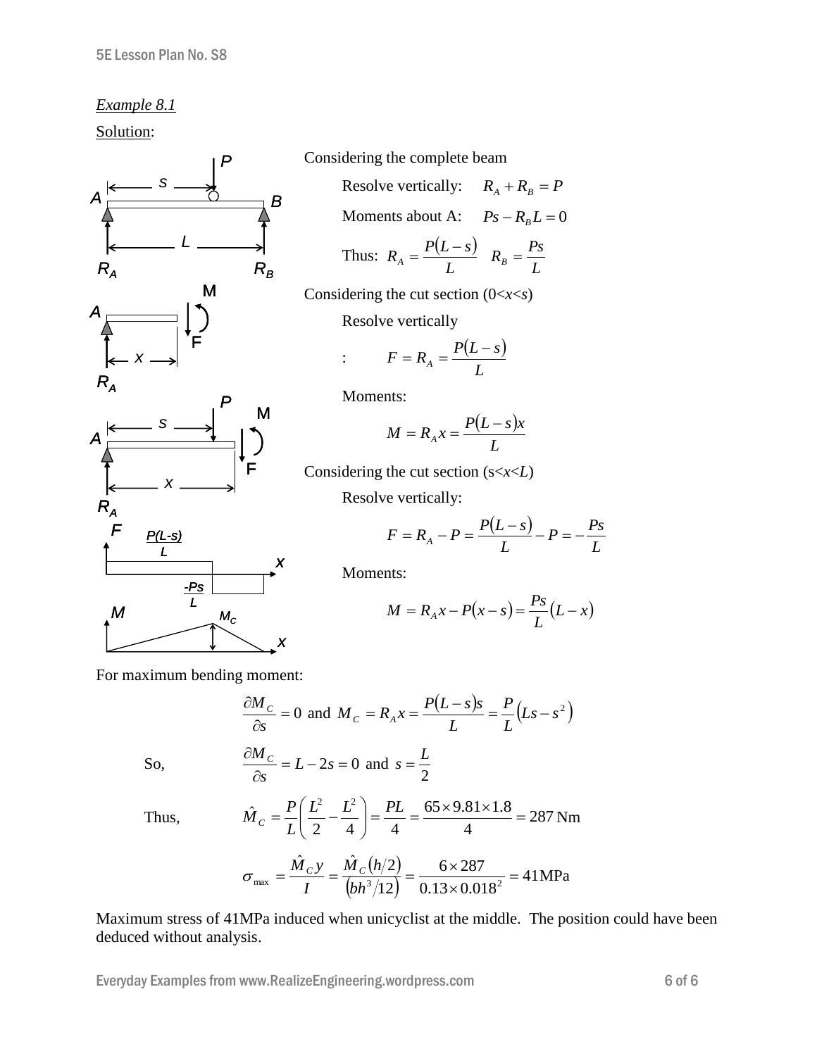*Example 8.1*

Solution:

P
s
A
B
L
$R_A$
$R_B$

Considering the complete beam

Resolve vertically: $R_A + R_B = P$

Moments about A: $Ps - R_B L = 0$

Thus: $R_A = \dfrac{P(L-s)}{L}$ $R_B = \dfrac{Ps}{L}$

M
A
F
x
$R_A$

Considering the cut section (0<*x*<*s*)

Resolve vertically

: $F = R_A = \dfrac{P(L-s)}{L}$

Moments:

$$M = R_A x = \frac{P(L-s)x}{L}$$

P
s
M
A
F
x
$R_A$

Considering the cut section (s<*x*<*L*)

Resolve vertically:

$$F = R_A - P = \frac{P(L-s)}{L} - P = -\frac{Ps}{L}$$

F
P(L-s)/L
x
-Ps/L

Moments:

$$M = R_A x - P(x-s) = \frac{Ps}{L}(L-x)$$

M
$M_C$
x

For maximum bending moment:

$$\frac{\partial M_C}{\partial s} = 0 \text{ and } M_C = R_A x = \frac{P(L-s)s}{L} = \frac{P}{L}\left(Ls - s^2\right)$$

So, $$\frac{\partial M_C}{\partial s} = L - 2s = 0 \text{ and } s = \frac{L}{2}$$

Thus, $$\hat{M}_C = \frac{P}{L}\left(\frac{L^2}{2} - \frac{L^2}{4}\right) = \frac{PL}{4} = \frac{65 \times 9.81 \times 1.8}{4} = 287 \text{ Nm}$$

$$\sigma_{\max} = \frac{\hat{M}_C y}{I} = \frac{\hat{M}_C (h/2)}{\left(bh^3/12\right)} = \frac{6 \times 287}{0.13 \times 0.018^2} = 41\text{MPa}$$

Maximum stress of 41MPa induced when unicyclist at the middle. The position could have been deduced without analysis.